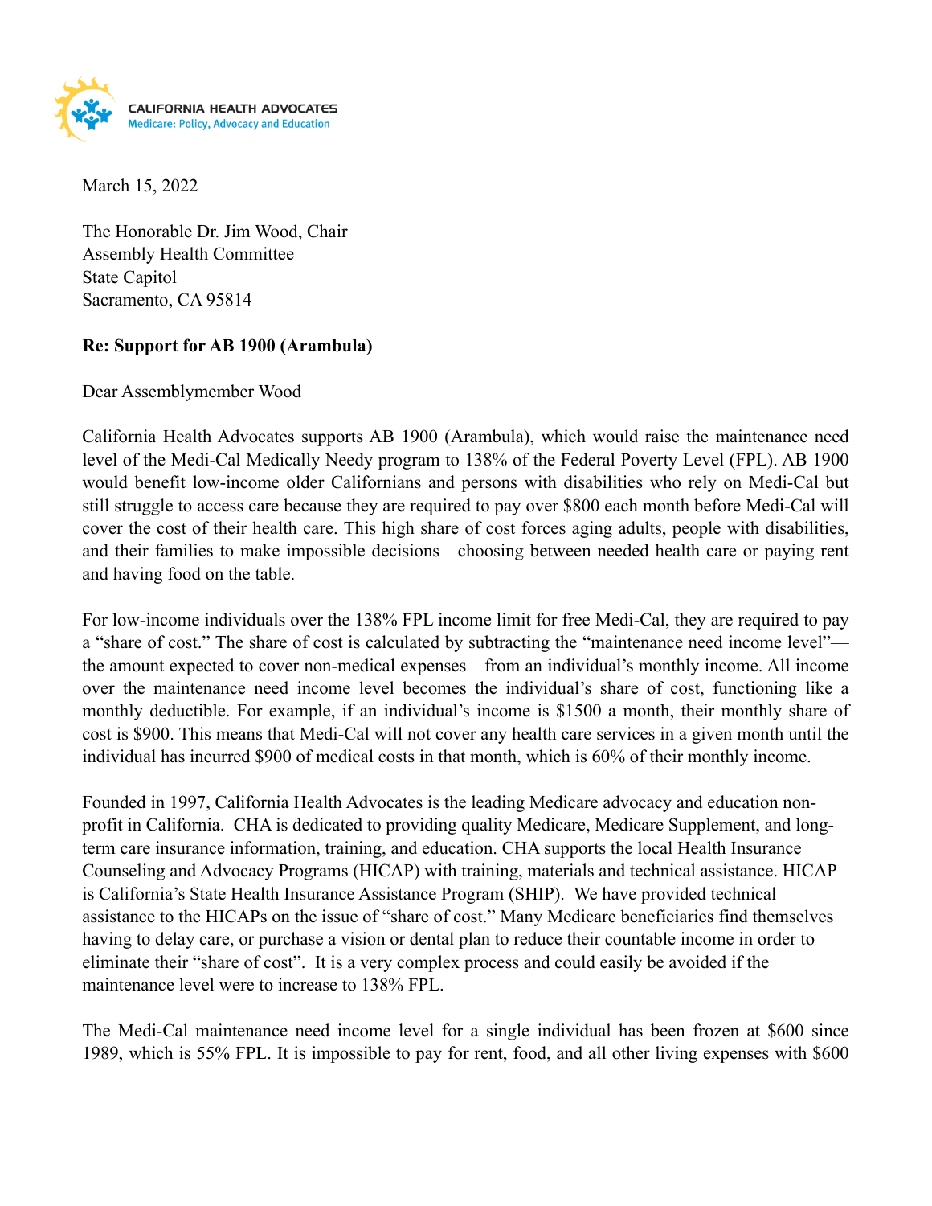CALIFORNIA HEALTH ADVOCATES
Medicare: Policy, Advocacy and Education

March 15, 2022

The Honorable Dr. Jim Wood, Chair
Assembly Health Committee
State Capitol
Sacramento, CA 95814

**Re: Support for AB 1900 (Arambula)**

Dear Assemblymember Wood

California Health Advocates supports AB 1900 (Arambula), which would raise the maintenance need level of the Medi-Cal Medically Needy program to 138% of the Federal Poverty Level (FPL). AB 1900 would benefit low-income older Californians and persons with disabilities who rely on Medi-Cal but still struggle to access care because they are required to pay over $800 each month before Medi-Cal will cover the cost of their health care. This high share of cost forces aging adults, people with disabilities, and their families to make impossible decisions—choosing between needed health care or paying rent and having food on the table.

For low-income individuals over the 138% FPL income limit for free Medi-Cal, they are required to pay a "share of cost." The share of cost is calculated by subtracting the "maintenance need income level"—the amount expected to cover non-medical expenses—from an individual's monthly income. All income over the maintenance need income level becomes the individual's share of cost, functioning like a monthly deductible. For example, if an individual's income is $1500 a month, their monthly share of cost is $900. This means that Medi-Cal will not cover any health care services in a given month until the individual has incurred $900 of medical costs in that month, which is 60% of their monthly income.

Founded in 1997, California Health Advocates is the leading Medicare advocacy and education non-profit in California. CHA is dedicated to providing quality Medicare, Medicare Supplement, and long-term care insurance information, training, and education. CHA supports the local Health Insurance Counseling and Advocacy Programs (HICAP) with training, materials and technical assistance. HICAP is California's State Health Insurance Assistance Program (SHIP). We have provided technical assistance to the HICAPs on the issue of "share of cost." Many Medicare beneficiaries find themselves having to delay care, or purchase a vision or dental plan to reduce their countable income in order to eliminate their "share of cost". It is a very complex process and could easily be avoided if the maintenance level were to increase to 138% FPL.

The Medi-Cal maintenance need income level for a single individual has been frozen at $600 since 1989, which is 55% FPL. It is impossible to pay for rent, food, and all other living expenses with $600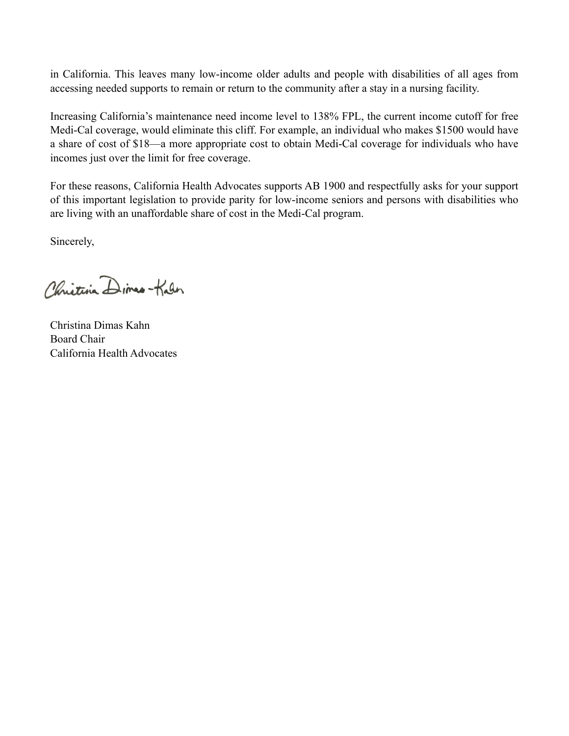in California. This leaves many low-income older adults and people with disabilities of all ages from accessing needed supports to remain or return to the community after a stay in a nursing facility.

Increasing California's maintenance need income level to 138% FPL, the current income cutoff for free Medi-Cal coverage, would eliminate this cliff. For example, an individual who makes $1500 would have a share of cost of $18—a more appropriate cost to obtain Medi-Cal coverage for individuals who have incomes just over the limit for free coverage.

For these reasons, California Health Advocates supports AB 1900 and respectfully asks for your support of this important legislation to provide parity for low-income seniors and persons with disabilities who are living with an unaffordable share of cost in the Medi-Cal program.

Sincerely,

Christina Dimas-Kahn

Christina Dimas Kahn
Board Chair
California Health Advocates